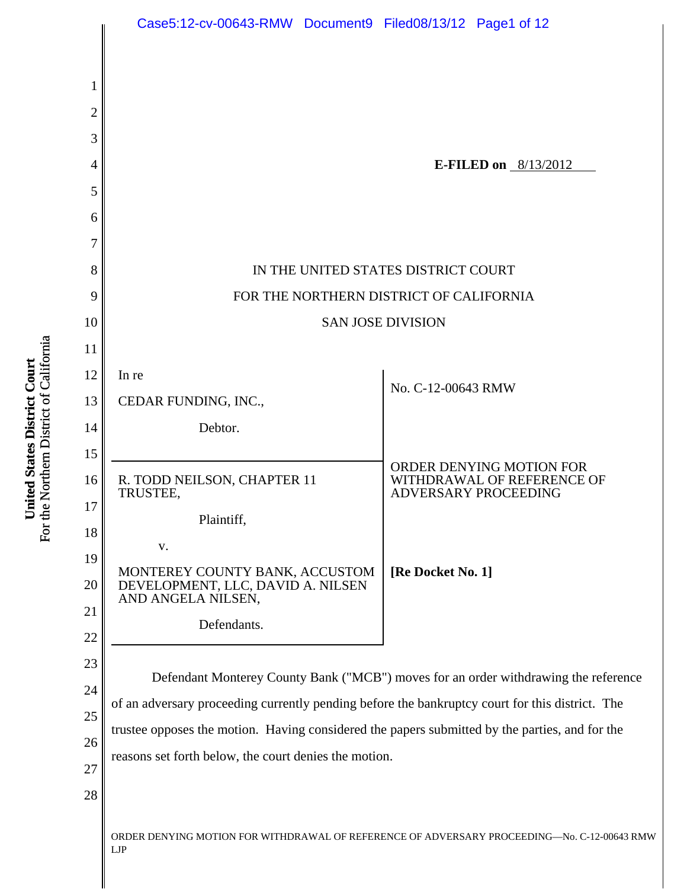**E-FILED on** 8/13/2012

IN THE UNITED STATES DISTRICT COURT

FOR THE NORTHERN DISTRICT OF CALIFORNIA

SAN JOSE DIVISION

| | |
|---|---|
| In re<br><br>CEDAR FUNDING, INC.,<br><br>Debtor. | No. C-12-00643 RMW |
| R. TODD NEILSON, CHAPTER 11 TRUSTEE,<br><br>Plaintiff,<br><br>v.<br><br>MONTEREY COUNTY BANK, ACCUSTOM DEVELOPMENT, LLC, DAVID A. NILSEN AND ANGELA NILSEN,<br><br>Defendants. | ORDER DENYING MOTION FOR WITHDRAWAL OF REFERENCE OF ADVERSARY PROCEEDING<br><br>**[Re Docket No. 1]** |

Defendant Monterey County Bank ("MCB") moves for an order withdrawing the reference of an adversary proceeding currently pending before the bankruptcy court for this district. The trustee opposes the motion. Having considered the papers submitted by the parties, and for the reasons set forth below, the court denies the motion.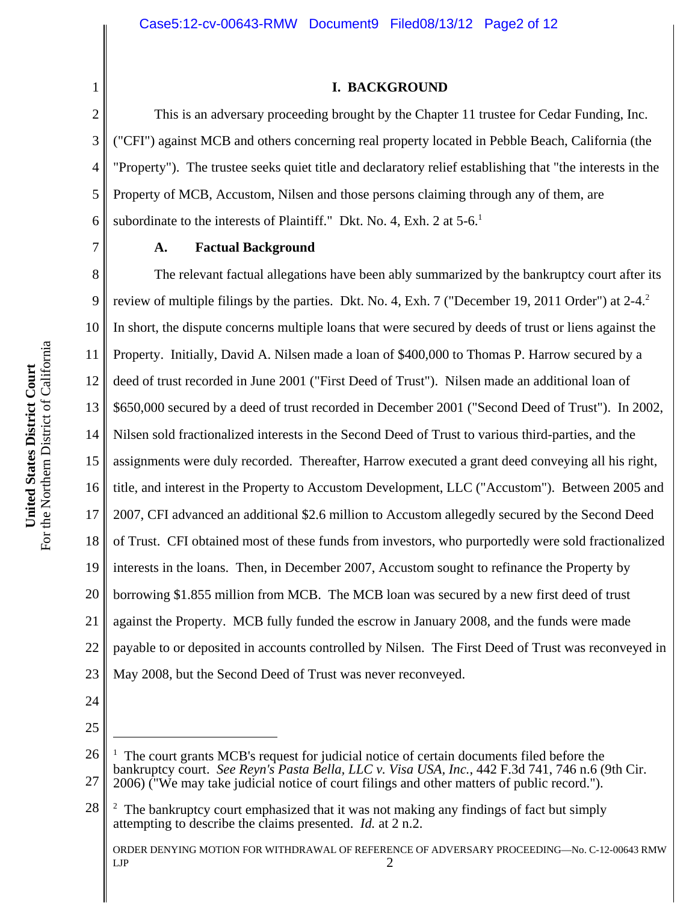## I. BACKGROUND

This is an adversary proceeding brought by the Chapter 11 trustee for Cedar Funding, Inc. ("CFI") against MCB and others concerning real property located in Pebble Beach, California (the "Property"). The trustee seeks quiet title and declaratory relief establishing that "the interests in the Property of MCB, Accustom, Nilsen and those persons claiming through any of them, are subordinate to the interests of Plaintiff." Dkt. No. 4, Exh. 2 at 5-6.[1]

### A. Factual Background

The relevant factual allegations have been ably summarized by the bankruptcy court after its review of multiple filings by the parties. Dkt. No. 4, Exh. 7 ("December 19, 2011 Order") at 2-4.[2] In short, the dispute concerns multiple loans that were secured by deeds of trust or liens against the Property. Initially, David A. Nilsen made a loan of $400,000 to Thomas P. Harrow secured by a deed of trust recorded in June 2001 ("First Deed of Trust"). Nilsen made an additional loan of $650,000 secured by a deed of trust recorded in December 2001 ("Second Deed of Trust"). In 2002, Nilsen sold fractionalized interests in the Second Deed of Trust to various third-parties, and the assignments were duly recorded. Thereafter, Harrow executed a grant deed conveying all his right, title, and interest in the Property to Accustom Development, LLC ("Accustom"). Between 2005 and 2007, CFI advanced an additional $2.6 million to Accustom allegedly secured by the Second Deed of Trust. CFI obtained most of these funds from investors, who purportedly were sold fractionalized interests in the loans. Then, in December 2007, Accustom sought to refinance the Property by borrowing $1.855 million from MCB. The MCB loan was secured by a new first deed of trust against the Property. MCB fully funded the escrow in January 2008, and the funds were made payable to or deposited in accounts controlled by Nilsen. The First Deed of Trust was reconveyed in May 2008, but the Second Deed of Trust was never reconveyed.

---

[1] The court grants MCB's request for judicial notice of certain documents filed before the bankruptcy court. *See Reyn's Pasta Bella, LLC v. Visa USA, Inc.*, 442 F.3d 741, 746 n.6 (9th Cir. 2006) ("We may take judicial notice of court filings and other matters of public record.").

[2] The bankruptcy court emphasized that it was not making any findings of fact but simply attempting to describe the claims presented. *Id.* at 2 n.2.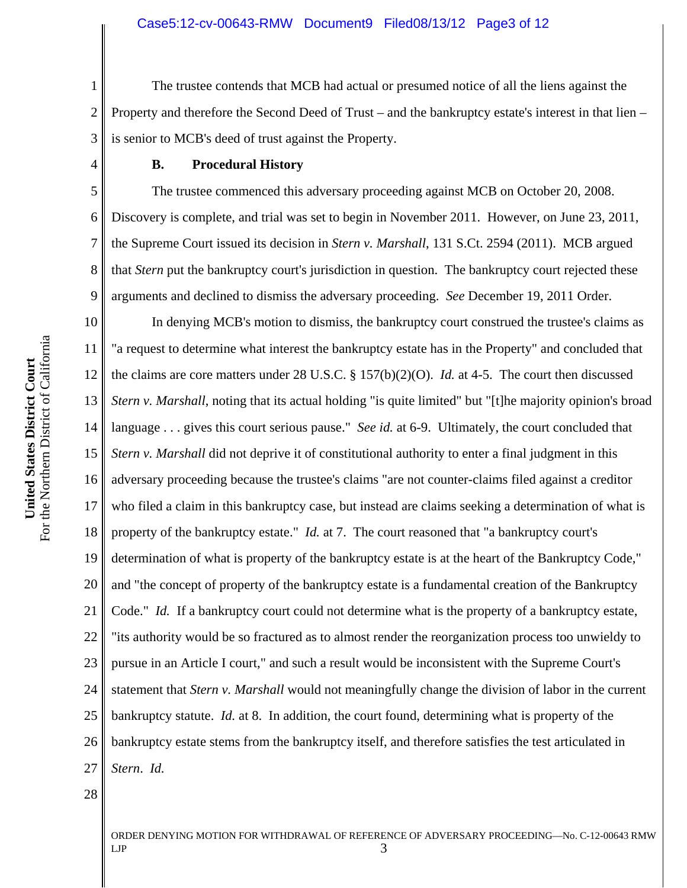The trustee contends that MCB had actual or presumed notice of all the liens against the Property and therefore the Second Deed of Trust – and the bankruptcy estate's interest in that lien – is senior to MCB's deed of trust against the Property.

### B. Procedural History

The trustee commenced this adversary proceeding against MCB on October 20, 2008. Discovery is complete, and trial was set to begin in November 2011. However, on June 23, 2011, the Supreme Court issued its decision in *Stern v. Marshall*, 131 S.Ct. 2594 (2011). MCB argued that *Stern* put the bankruptcy court's jurisdiction in question. The bankruptcy court rejected these arguments and declined to dismiss the adversary proceeding. *See* December 19, 2011 Order.

In denying MCB's motion to dismiss, the bankruptcy court construed the trustee's claims as "a request to determine what interest the bankruptcy estate has in the Property" and concluded that the claims are core matters under 28 U.S.C. § 157(b)(2)(O). *Id.* at 4-5. The court then discussed *Stern v. Marshall*, noting that its actual holding "is quite limited" but "[t]he majority opinion's broad language . . . gives this court serious pause." *See id.* at 6-9. Ultimately, the court concluded that *Stern v. Marshall* did not deprive it of constitutional authority to enter a final judgment in this adversary proceeding because the trustee's claims "are not counter-claims filed against a creditor who filed a claim in this bankruptcy case, but instead are claims seeking a determination of what is property of the bankruptcy estate." *Id.* at 7. The court reasoned that "a bankruptcy court's determination of what is property of the bankruptcy estate is at the heart of the Bankruptcy Code," and "the concept of property of the bankruptcy estate is a fundamental creation of the Bankruptcy Code." *Id.* If a bankruptcy court could not determine what is the property of a bankruptcy estate, "its authority would be so fractured as to almost render the reorganization process too unwieldy to pursue in an Article I court," and such a result would be inconsistent with the Supreme Court's statement that *Stern v. Marshall* would not meaningfully change the division of labor in the current bankruptcy statute. *Id.* at 8. In addition, the court found, determining what is property of the bankruptcy estate stems from the bankruptcy itself, and therefore satisfies the test articulated in *Stern*. *Id.*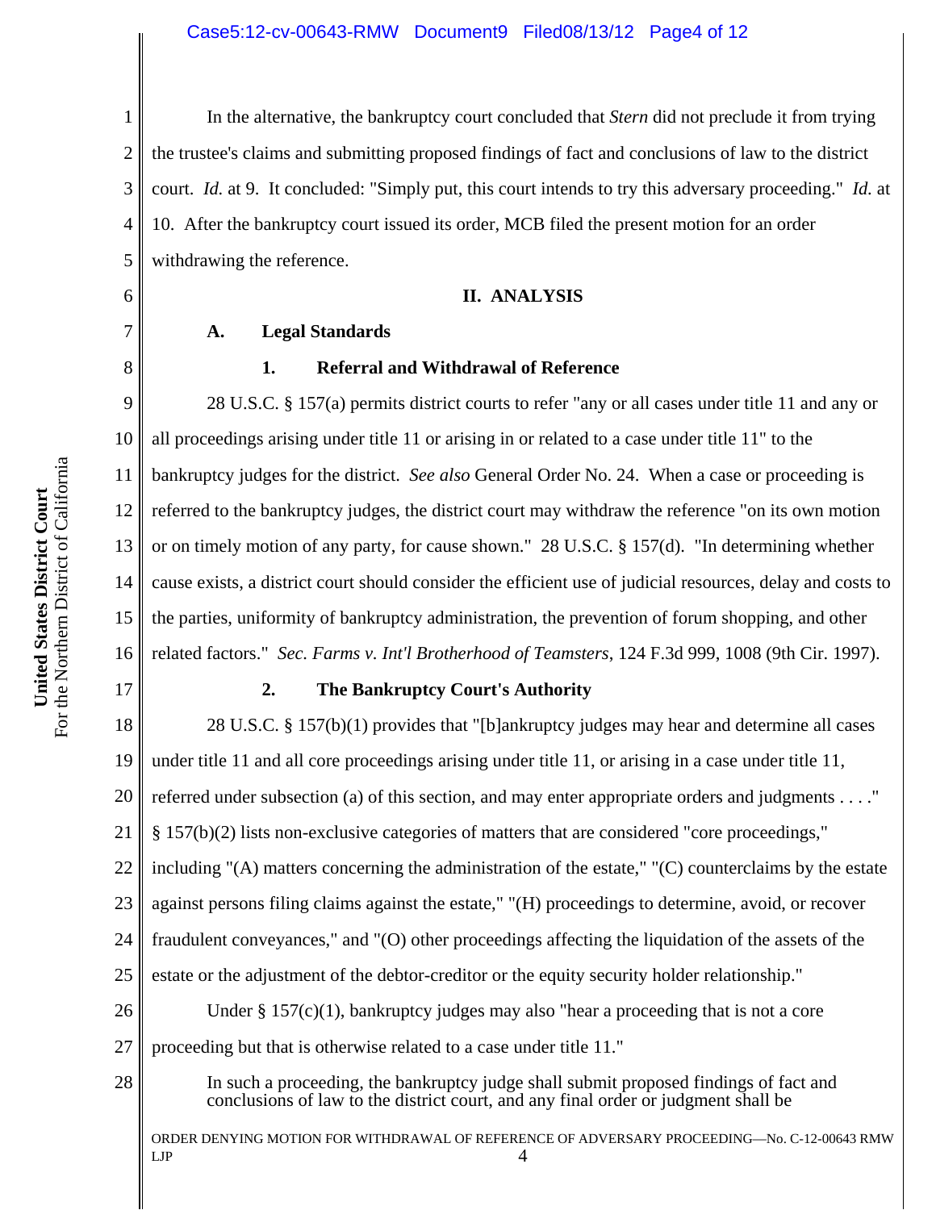In the alternative, the bankruptcy court concluded that *Stern* did not preclude it from trying the trustee's claims and submitting proposed findings of fact and conclusions of law to the district court. *Id.* at 9. It concluded: "Simply put, this court intends to try this adversary proceeding." *Id.* at 10. After the bankruptcy court issued its order, MCB filed the present motion for an order withdrawing the reference.

## II. ANALYSIS

### A. Legal Standards

#### 1. Referral and Withdrawal of Reference

28 U.S.C. § 157(a) permits district courts to refer "any or all cases under title 11 and any or all proceedings arising under title 11 or arising in or related to a case under title 11" to the bankruptcy judges for the district. *See also* General Order No. 24. When a case or proceeding is referred to the bankruptcy judges, the district court may withdraw the reference "on its own motion or on timely motion of any party, for cause shown." 28 U.S.C. § 157(d). "In determining whether cause exists, a district court should consider the efficient use of judicial resources, delay and costs to the parties, uniformity of bankruptcy administration, the prevention of forum shopping, and other related factors." *Sec. Farms v. Int'l Brotherhood of Teamsters*, 124 F.3d 999, 1008 (9th Cir. 1997).

#### 2. The Bankruptcy Court's Authority

28 U.S.C. § 157(b)(1) provides that "[b]ankruptcy judges may hear and determine all cases under title 11 and all core proceedings arising under title 11, or arising in a case under title 11, referred under subsection (a) of this section, and may enter appropriate orders and judgments . . . ." § 157(b)(2) lists non-exclusive categories of matters that are considered "core proceedings," including "(A) matters concerning the administration of the estate," "(C) counterclaims by the estate against persons filing claims against the estate," "(H) proceedings to determine, avoid, or recover fraudulent conveyances," and "(O) other proceedings affecting the liquidation of the assets of the estate or the adjustment of the debtor-creditor or the equity security holder relationship."

Under § 157(c)(1), bankruptcy judges may also "hear a proceeding that is not a core proceeding but that is otherwise related to a case under title 11."

> In such a proceeding, the bankruptcy judge shall submit proposed findings of fact and conclusions of law to the district court, and any final order or judgment shall be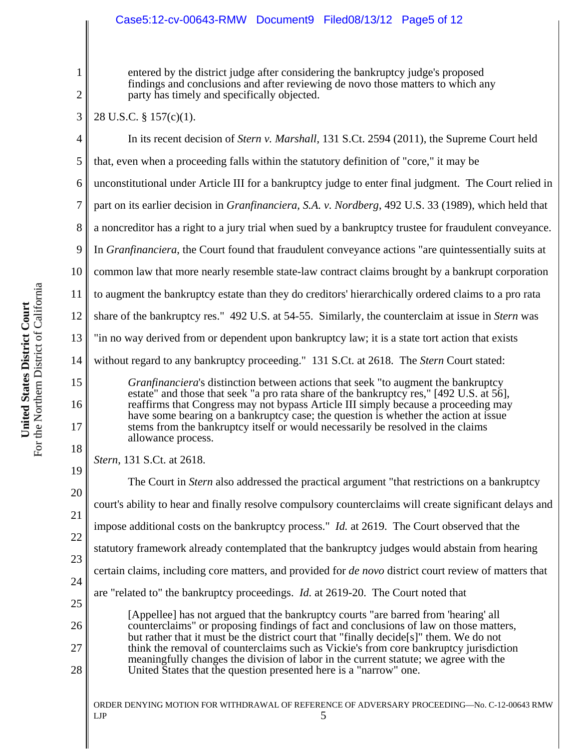> entered by the district judge after considering the bankruptcy judge's proposed findings and conclusions and after reviewing de novo those matters to which any party has timely and specifically objected.

28 U.S.C. § 157(c)(1).

In its recent decision of *Stern v. Marshall*, 131 S.Ct. 2594 (2011), the Supreme Court held that, even when a proceeding falls within the statutory definition of "core," it may be unconstitutional under Article III for a bankruptcy judge to enter final judgment. The Court relied in part on its earlier decision in *Granfinanciera, S.A. v. Nordberg*, 492 U.S. 33 (1989), which held that a noncreditor has a right to a jury trial when sued by a bankruptcy trustee for fraudulent conveyance. In *Granfinanciera*, the Court found that fraudulent conveyance actions "are quintessentially suits at common law that more nearly resemble state-law contract claims brought by a bankrupt corporation to augment the bankruptcy estate than they do creditors' hierarchically ordered claims to a pro rata share of the bankruptcy res." 492 U.S. at 54-55. Similarly, the counterclaim at issue in *Stern* was "in no way derived from or dependent upon bankruptcy law; it is a state tort action that exists without regard to any bankruptcy proceeding." 131 S.Ct. at 2618. The *Stern* Court stated:

> *Granfinanciera*'s distinction between actions that seek "to augment the bankruptcy estate" and those that seek "a pro rata share of the bankruptcy res," [492 U.S. at 56], reaffirms that Congress may not bypass Article III simply because a proceeding may have some bearing on a bankruptcy case; the question is whether the action at issue stems from the bankruptcy itself or would necessarily be resolved in the claims allowance process.

*Stern*, 131 S.Ct. at 2618.

The Court in *Stern* also addressed the practical argument "that restrictions on a bankruptcy court's ability to hear and finally resolve compulsory counterclaims will create significant delays and impose additional costs on the bankruptcy process." *Id.* at 2619. The Court observed that the statutory framework already contemplated that the bankruptcy judges would abstain from hearing certain claims, including core matters, and provided for *de novo* district court review of matters that are "related to" the bankruptcy proceedings. *Id.* at 2619-20. The Court noted that

> [Appellee] has not argued that the bankruptcy courts "are barred from 'hearing' all counterclaims" or proposing findings of fact and conclusions of law on those matters, but rather that it must be the district court that "finally decide[s]" them. We do not think the removal of counterclaims such as Vickie's from core bankruptcy jurisdiction meaningfully changes the division of labor in the current statute; we agree with the United States that the question presented here is a "narrow" one.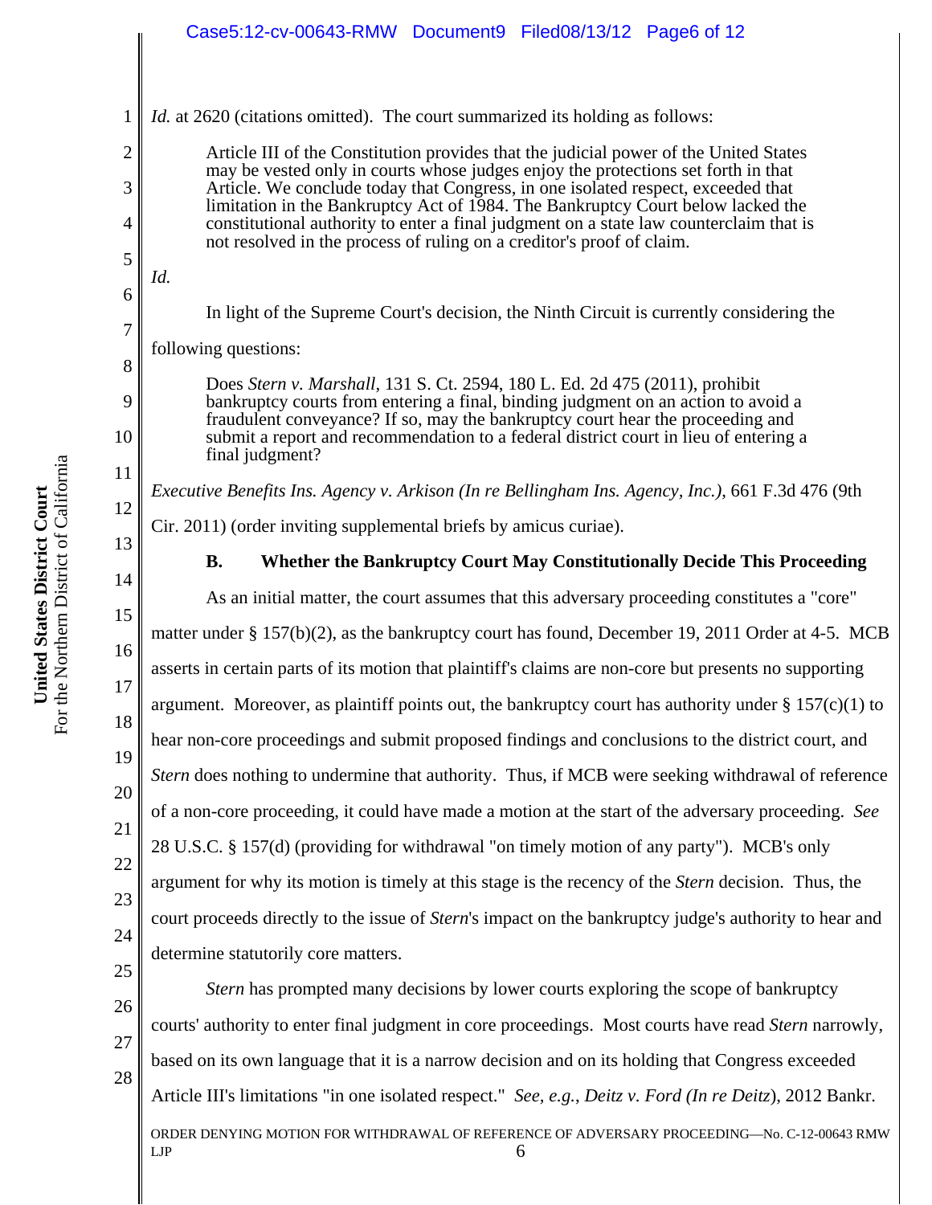*Id.* at 2620 (citations omitted). The court summarized its holding as follows:

> Article III of the Constitution provides that the judicial power of the United States may be vested only in courts whose judges enjoy the protections set forth in that Article. We conclude today that Congress, in one isolated respect, exceeded that limitation in the Bankruptcy Act of 1984. The Bankruptcy Court below lacked the constitutional authority to enter a final judgment on a state law counterclaim that is not resolved in the process of ruling on a creditor's proof of claim.

*Id.*

In light of the Supreme Court's decision, the Ninth Circuit is currently considering the following questions:

> Does *Stern v. Marshall*, 131 S. Ct. 2594, 180 L. Ed. 2d 475 (2011), prohibit bankruptcy courts from entering a final, binding judgment on an action to avoid a fraudulent conveyance? If so, may the bankruptcy court hear the proceeding and submit a report and recommendation to a federal district court in lieu of entering a final judgment?

*Executive Benefits Ins. Agency v. Arkison (In re Bellingham Ins. Agency, Inc.)*, 661 F.3d 476 (9th Cir. 2011) (order inviting supplemental briefs by amicus curiae).

### B. Whether the Bankruptcy Court May Constitutionally Decide This Proceeding

As an initial matter, the court assumes that this adversary proceeding constitutes a "core" matter under § 157(b)(2), as the bankruptcy court has found, December 19, 2011 Order at 4-5. MCB asserts in certain parts of its motion that plaintiff's claims are non-core but presents no supporting argument. Moreover, as plaintiff points out, the bankruptcy court has authority under § 157(c)(1) to hear non-core proceedings and submit proposed findings and conclusions to the district court, and *Stern* does nothing to undermine that authority. Thus, if MCB were seeking withdrawal of reference of a non-core proceeding, it could have made a motion at the start of the adversary proceeding. *See* 28 U.S.C. § 157(d) (providing for withdrawal "on timely motion of any party"). MCB's only argument for why its motion is timely at this stage is the recency of the *Stern* decision. Thus, the court proceeds directly to the issue of *Stern*'s impact on the bankruptcy judge's authority to hear and determine statutorily core matters.

*Stern* has prompted many decisions by lower courts exploring the scope of bankruptcy courts' authority to enter final judgment in core proceedings. Most courts have read *Stern* narrowly, based on its own language that it is a narrow decision and on its holding that Congress exceeded Article III's limitations "in one isolated respect." *See, e.g.*, *Deitz v. Ford (In re Deitz)*, 2012 Bankr.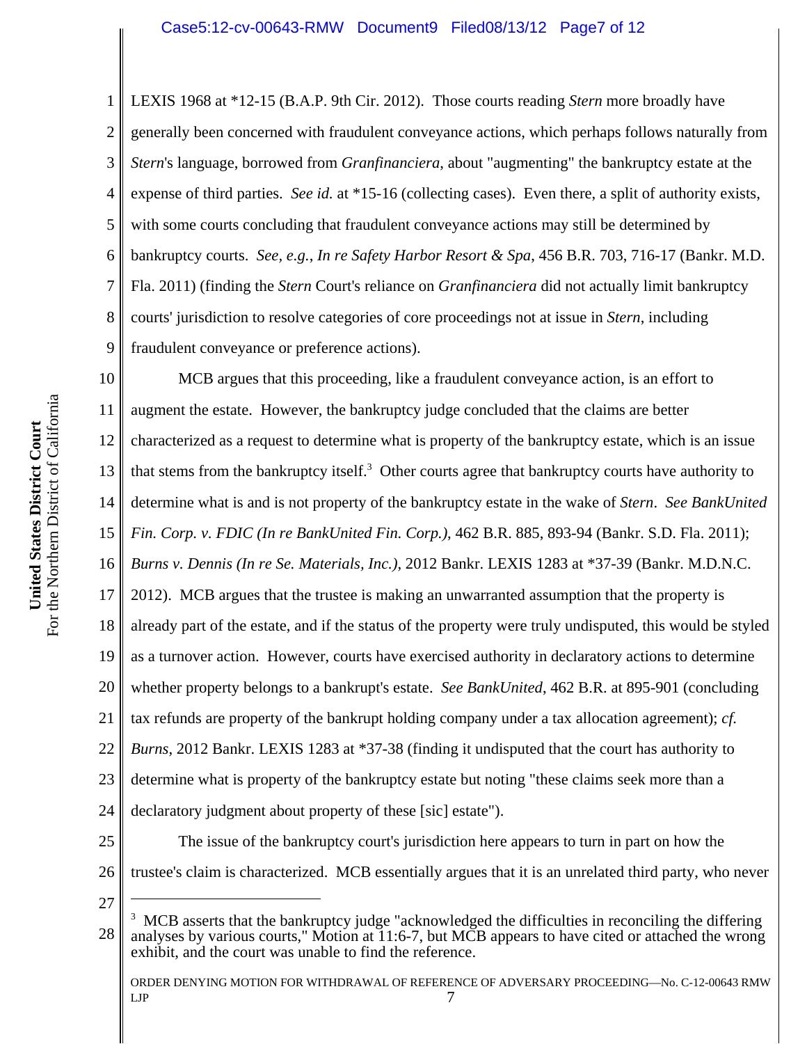LEXIS 1968 at *12-15 (B.A.P. 9th Cir. 2012). Those courts reading *Stern* more broadly have generally been concerned with fraudulent conveyance actions, which perhaps follows naturally from *Stern*'s language, borrowed from *Granfinanciera*, about "augmenting" the bankruptcy estate at the expense of third parties. *See id.* at *15-16 (collecting cases). Even there, a split of authority exists, with some courts concluding that fraudulent conveyance actions may still be determined by bankruptcy courts. *See, e.g.*, *In re Safety Harbor Resort & Spa*, 456 B.R. 703, 716-17 (Bankr. M.D. Fla. 2011) (finding the *Stern* Court's reliance on *Granfinanciera* did not actually limit bankruptcy courts' jurisdiction to resolve categories of core proceedings not at issue in *Stern*, including fraudulent conveyance or preference actions).

MCB argues that this proceeding, like a fraudulent conveyance action, is an effort to augment the estate. However, the bankruptcy judge concluded that the claims are better characterized as a request to determine what is property of the bankruptcy estate, which is an issue that stems from the bankruptcy itself.[3] Other courts agree that bankruptcy courts have authority to determine what is and is not property of the bankruptcy estate in the wake of *Stern*. *See BankUnited Fin. Corp. v. FDIC (In re BankUnited Fin. Corp.)*, 462 B.R. 885, 893-94 (Bankr. S.D. Fla. 2011); *Burns v. Dennis (In re Se. Materials, Inc.)*, 2012 Bankr. LEXIS 1283 at *37-39 (Bankr. M.D.N.C. 2012). MCB argues that the trustee is making an unwarranted assumption that the property is already part of the estate, and if the status of the property were truly undisputed, this would be styled as a turnover action. However, courts have exercised authority in declaratory actions to determine whether property belongs to a bankrupt's estate. *See BankUnited*, 462 B.R. at 895-901 (concluding tax refunds are property of the bankrupt holding company under a tax allocation agreement); *cf. Burns*, 2012 Bankr. LEXIS 1283 at *37-38 (finding it undisputed that the court has authority to determine what is property of the bankruptcy estate but noting "these claims seek more than a declaratory judgment about property of these [sic] estate").

The issue of the bankruptcy court's jurisdiction here appears to turn in part on how the trustee's claim is characterized. MCB essentially argues that it is an unrelated third party, who never

---

[3] MCB asserts that the bankruptcy judge "acknowledged the difficulties in reconciling the differing analyses by various courts," Motion at 11:6-7, but MCB appears to have cited or attached the wrong exhibit, and the court was unable to find the reference.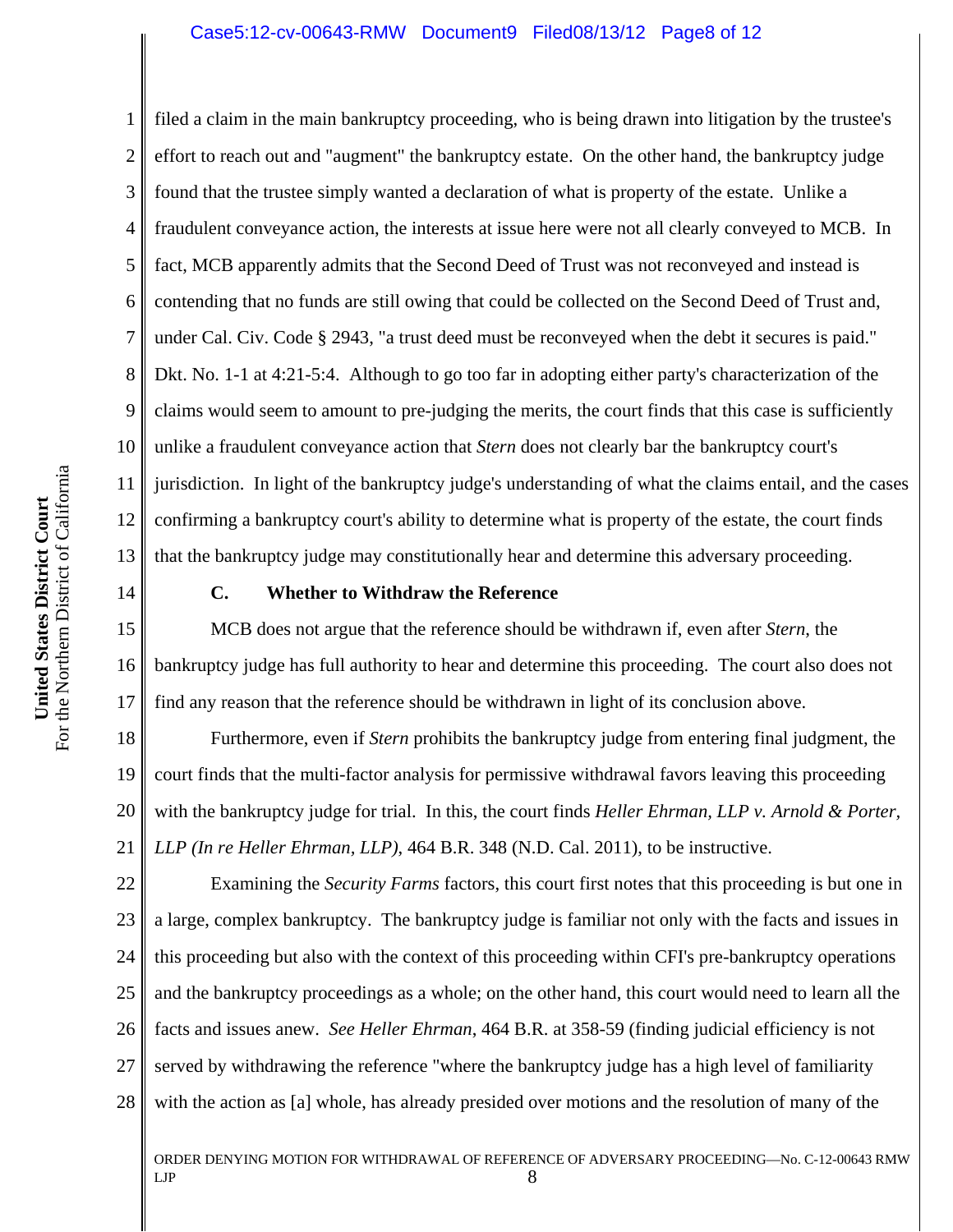filed a claim in the main bankruptcy proceeding, who is being drawn into litigation by the trustee's effort to reach out and "augment" the bankruptcy estate. On the other hand, the bankruptcy judge found that the trustee simply wanted a declaration of what is property of the estate. Unlike a fraudulent conveyance action, the interests at issue here were not all clearly conveyed to MCB. In fact, MCB apparently admits that the Second Deed of Trust was not reconveyed and instead is contending that no funds are still owing that could be collected on the Second Deed of Trust and, under Cal. Civ. Code § 2943, "a trust deed must be reconveyed when the debt it secures is paid." Dkt. No. 1-1 at 4:21-5:4. Although to go too far in adopting either party's characterization of the claims would seem to amount to pre-judging the merits, the court finds that this case is sufficiently unlike a fraudulent conveyance action that *Stern* does not clearly bar the bankruptcy court's jurisdiction. In light of the bankruptcy judge's understanding of what the claims entail, and the cases confirming a bankruptcy court's ability to determine what is property of the estate, the court finds that the bankruptcy judge may constitutionally hear and determine this adversary proceeding.

### C. Whether to Withdraw the Reference

MCB does not argue that the reference should be withdrawn if, even after *Stern*, the bankruptcy judge has full authority to hear and determine this proceeding. The court also does not find any reason that the reference should be withdrawn in light of its conclusion above.

Furthermore, even if *Stern* prohibits the bankruptcy judge from entering final judgment, the court finds that the multi-factor analysis for permissive withdrawal favors leaving this proceeding with the bankruptcy judge for trial. In this, the court finds *Heller Ehrman, LLP v. Arnold & Porter, LLP (In re Heller Ehrman, LLP)*, 464 B.R. 348 (N.D. Cal. 2011), to be instructive.

Examining the *Security Farms* factors, this court first notes that this proceeding is but one in a large, complex bankruptcy. The bankruptcy judge is familiar not only with the facts and issues in this proceeding but also with the context of this proceeding within CFI's pre-bankruptcy operations and the bankruptcy proceedings as a whole; on the other hand, this court would need to learn all the facts and issues anew. *See Heller Ehrman*, 464 B.R. at 358-59 (finding judicial efficiency is not served by withdrawing the reference "where the bankruptcy judge has a high level of familiarity with the action as [a] whole, has already presided over motions and the resolution of many of the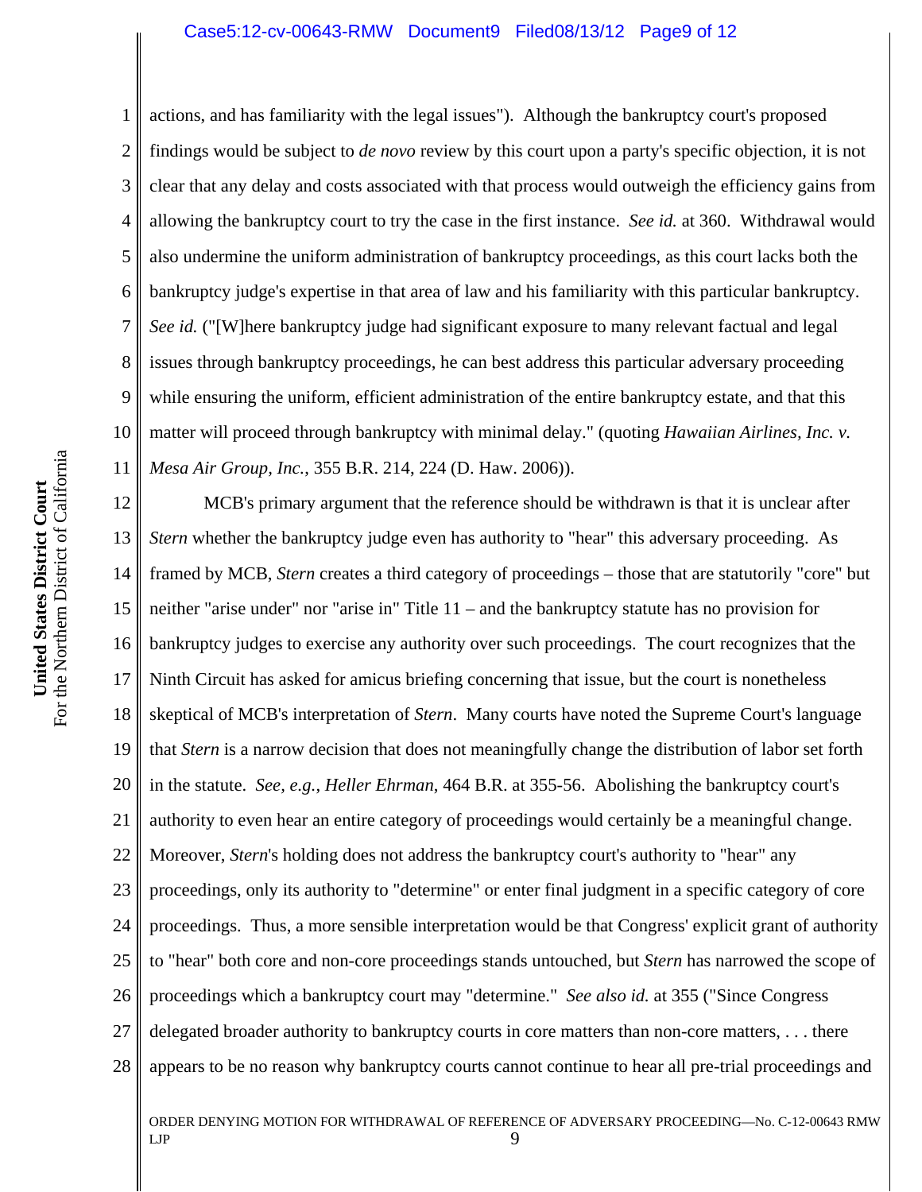actions, and has familiarity with the legal issues"). Although the bankruptcy court's proposed findings would be subject to *de novo* review by this court upon a party's specific objection, it is not clear that any delay and costs associated with that process would outweigh the efficiency gains from allowing the bankruptcy court to try the case in the first instance. *See id.* at 360. Withdrawal would also undermine the uniform administration of bankruptcy proceedings, as this court lacks both the bankruptcy judge's expertise in that area of law and his familiarity with this particular bankruptcy. *See id.* ("[W]here bankruptcy judge had significant exposure to many relevant factual and legal issues through bankruptcy proceedings, he can best address this particular adversary proceeding while ensuring the uniform, efficient administration of the entire bankruptcy estate, and that this matter will proceed through bankruptcy with minimal delay." (quoting *Hawaiian Airlines, Inc. v. Mesa Air Group, Inc.*, 355 B.R. 214, 224 (D. Haw. 2006)).

MCB's primary argument that the reference should be withdrawn is that it is unclear after *Stern* whether the bankruptcy judge even has authority to "hear" this adversary proceeding. As framed by MCB, *Stern* creates a third category of proceedings – those that are statutorily "core" but neither "arise under" nor "arise in" Title 11 – and the bankruptcy statute has no provision for bankruptcy judges to exercise any authority over such proceedings. The court recognizes that the Ninth Circuit has asked for amicus briefing concerning that issue, but the court is nonetheless skeptical of MCB's interpretation of *Stern*. Many courts have noted the Supreme Court's language that *Stern* is a narrow decision that does not meaningfully change the distribution of labor set forth in the statute. *See, e.g.*, *Heller Ehrman*, 464 B.R. at 355-56. Abolishing the bankruptcy court's authority to even hear an entire category of proceedings would certainly be a meaningful change. Moreover, *Stern*'s holding does not address the bankruptcy court's authority to "hear" any proceedings, only its authority to "determine" or enter final judgment in a specific category of core proceedings. Thus, a more sensible interpretation would be that Congress' explicit grant of authority to "hear" both core and non-core proceedings stands untouched, but *Stern* has narrowed the scope of proceedings which a bankruptcy court may "determine." *See also id.* at 355 ("Since Congress delegated broader authority to bankruptcy courts in core matters than non-core matters, . . . there appears to be no reason why bankruptcy courts cannot continue to hear all pre-trial proceedings and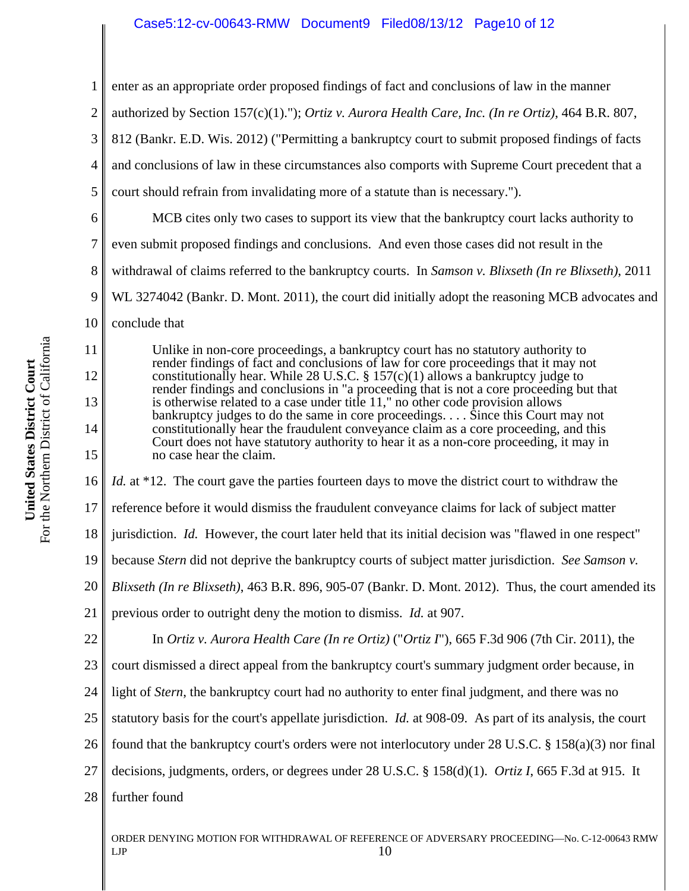enter as an appropriate order proposed findings of fact and conclusions of law in the manner authorized by Section 157(c)(1)."); *Ortiz v. Aurora Health Care, Inc. (In re Ortiz)*, 464 B.R. 807, 812 (Bankr. E.D. Wis. 2012) ("Permitting a bankruptcy court to submit proposed findings of facts and conclusions of law in these circumstances also comports with Supreme Court precedent that a court should refrain from invalidating more of a statute than is necessary.").

MCB cites only two cases to support its view that the bankruptcy court lacks authority to even submit proposed findings and conclusions. And even those cases did not result in the withdrawal of claims referred to the bankruptcy courts. In *Samson v. Blixseth (In re Blixseth)*, 2011 WL 3274042 (Bankr. D. Mont. 2011), the court did initially adopt the reasoning MCB advocates and conclude that

> Unlike in non-core proceedings, a bankruptcy court has no statutory authority to render findings of fact and conclusions of law for core proceedings that it may not constitutionally hear. While 28 U.S.C. § 157(c)(1) allows a bankruptcy judge to render findings and conclusions in "a proceeding that is not a core proceeding but that is otherwise related to a case under title 11," no other code provision allows bankruptcy judges to do the same in core proceedings. . . . Since this Court may not constitutionally hear the fraudulent conveyance claim as a core proceeding, and this Court does not have statutory authority to hear it as a non-core proceeding, it may in no case hear the claim.

*Id.* at *12. The court gave the parties fourteen days to move the district court to withdraw the reference before it would dismiss the fraudulent conveyance claims for lack of subject matter jurisdiction. *Id.* However, the court later held that its initial decision was "flawed in one respect" because *Stern* did not deprive the bankruptcy courts of subject matter jurisdiction. *See Samson v. Blixseth (In re Blixseth)*, 463 B.R. 896, 905-07 (Bankr. D. Mont. 2012). Thus, the court amended its previous order to outright deny the motion to dismiss. *Id.* at 907.

In *Ortiz v. Aurora Health Care (In re Ortiz)* ("*Ortiz I*"), 665 F.3d 906 (7th Cir. 2011), the court dismissed a direct appeal from the bankruptcy court's summary judgment order because, in light of *Stern*, the bankruptcy court had no authority to enter final judgment, and there was no statutory basis for the court's appellate jurisdiction. *Id.* at 908-09. As part of its analysis, the court found that the bankruptcy court's orders were not interlocutory under 28 U.S.C. § 158(a)(3) nor final decisions, judgments, orders, or degrees under 28 U.S.C. § 158(d)(1). *Ortiz I*, 665 F.3d at 915. It further found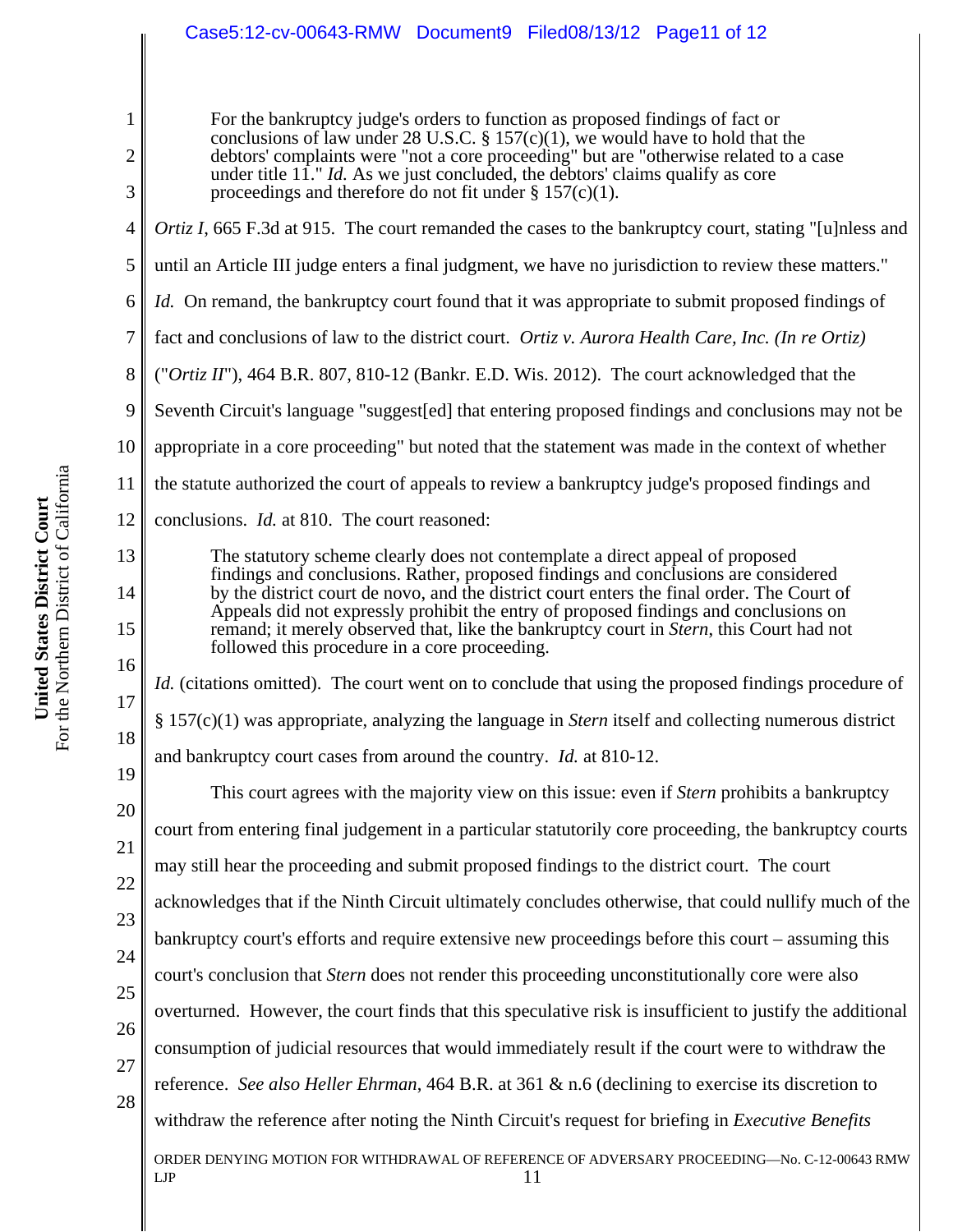> For the bankruptcy judge's orders to function as proposed findings of fact or conclusions of law under 28 U.S.C. § 157(c)(1), we would have to hold that the debtors' complaints were "not a core proceeding" but are "otherwise related to a case under title 11." *Id.* As we just concluded, the debtors' claims qualify as core proceedings and therefore do not fit under § 157(c)(1).

*Ortiz I*, 665 F.3d at 915. The court remanded the cases to the bankruptcy court, stating "[u]nless and until an Article III judge enters a final judgment, we have no jurisdiction to review these matters." *Id.* On remand, the bankruptcy court found that it was appropriate to submit proposed findings of fact and conclusions of law to the district court. *Ortiz v. Aurora Health Care, Inc. (In re Ortiz)* ("*Ortiz II*"), 464 B.R. 807, 810-12 (Bankr. E.D. Wis. 2012). The court acknowledged that the Seventh Circuit's language "suggest[ed] that entering proposed findings and conclusions may not be appropriate in a core proceeding" but noted that the statement was made in the context of whether the statute authorized the court of appeals to review a bankruptcy judge's proposed findings and conclusions. *Id.* at 810. The court reasoned:

> The statutory scheme clearly does not contemplate a direct appeal of proposed findings and conclusions. Rather, proposed findings and conclusions are considered by the district court de novo, and the district court enters the final order. The Court of Appeals did not expressly prohibit the entry of proposed findings and conclusions on remand; it merely observed that, like the bankruptcy court in *Stern*, this Court had not followed this procedure in a core proceeding.

*Id.* (citations omitted). The court went on to conclude that using the proposed findings procedure of § 157(c)(1) was appropriate, analyzing the language in *Stern* itself and collecting numerous district and bankruptcy court cases from around the country. *Id.* at 810-12.

This court agrees with the majority view on this issue: even if *Stern* prohibits a bankruptcy court from entering final judgement in a particular statutorily core proceeding, the bankruptcy courts may still hear the proceeding and submit proposed findings to the district court. The court acknowledges that if the Ninth Circuit ultimately concludes otherwise, that could nullify much of the bankruptcy court's efforts and require extensive new proceedings before this court – assuming this court's conclusion that *Stern* does not render this proceeding unconstitutionally core were also overturned. However, the court finds that this speculative risk is insufficient to justify the additional consumption of judicial resources that would immediately result if the court were to withdraw the reference. *See also Heller Ehrman*, 464 B.R. at 361 & n.6 (declining to exercise its discretion to withdraw the reference after noting the Ninth Circuit's request for briefing in *Executive Benefits*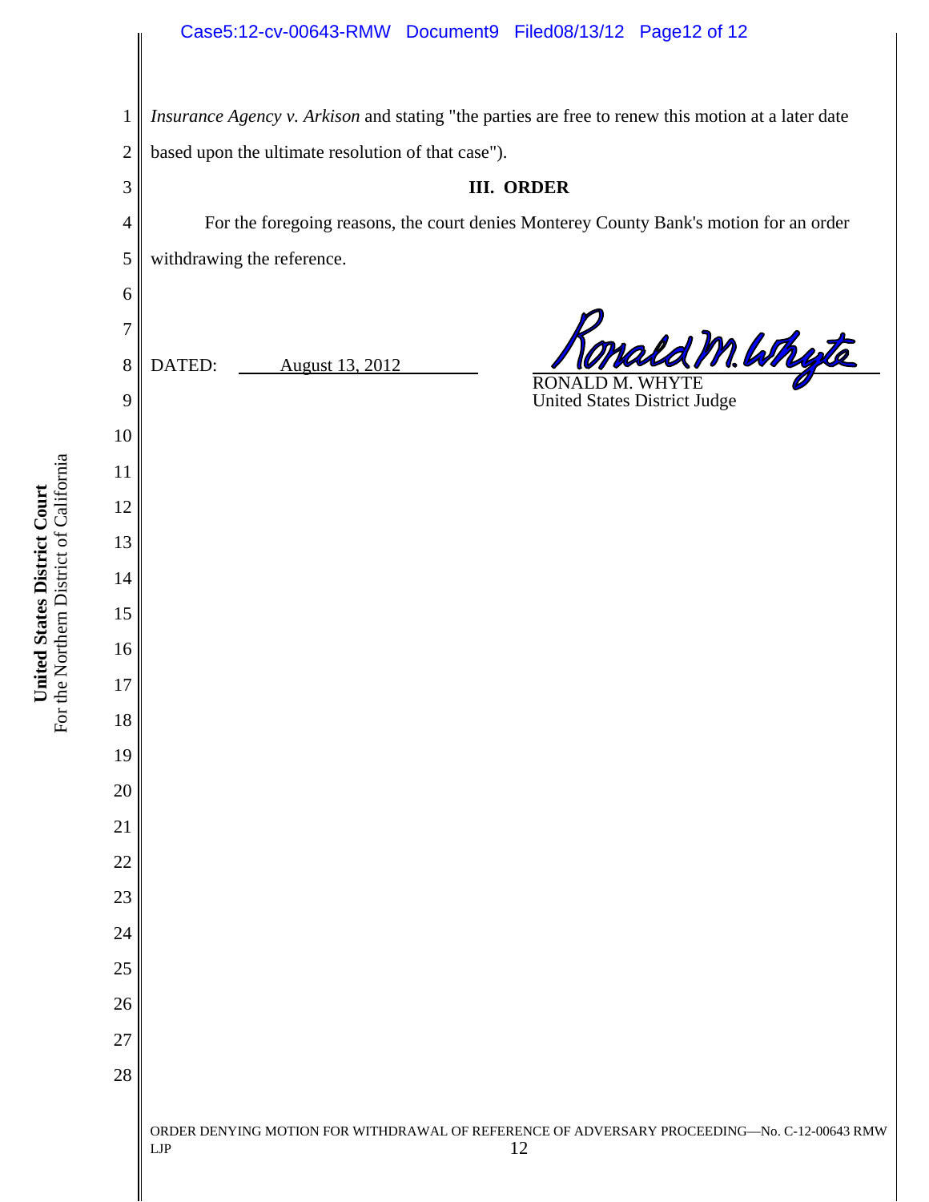*Insurance Agency v. Arkison* and stating "the parties are free to renew this motion at a later date based upon the ultimate resolution of that case").

### III. ORDER

For the foregoing reasons, the court denies Monterey County Bank's motion for an order withdrawing the reference.

DATED: August 13, 2012

Ronald M. Whyte

RONALD M. WHYTE
United States District Judge

ORDER DENYING MOTION FOR WITHDRAWAL OF REFERENCE OF ADVERSARY PROCEEDING—No. C-12-00643 RMW
LJP